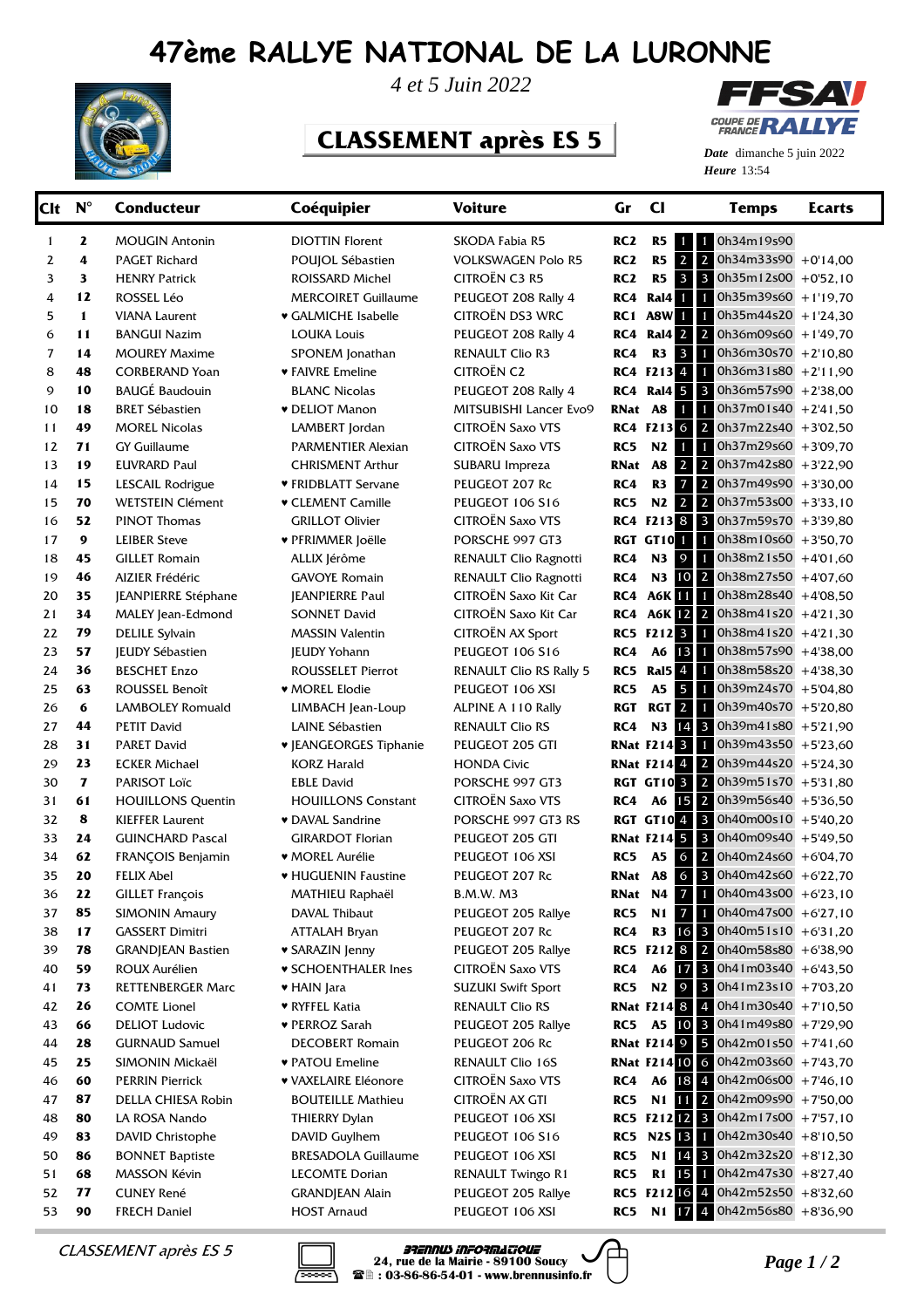# 47ème RALLYE NATIONAL DE LA LURONNE

*4 et 5 Juin 2022*

## CLASSEMENT après ES 5

*Date* dimanche 5 juin 2022
*Heure* 13:54

| Clt | N° | Conducteur | Coéquipier | Voiture | Gr | Cl | | | Temps | Ecarts |
|---|---|---|---|---|---|---|---|---|---|---|
| 1 | 2 | MOUGIN Antonin | DIOTTIN Florent | SKODA Fabia R5 | RC2 | R5 | 1 | 1 | 0h34m19s90 | |
| 2 | 4 | PAGET Richard | POUJOL Sébastien | VOLKSWAGEN Polo R5 | RC2 | R5 | 2 | 2 | 0h34m33s90 | +0'14,00 |
| 3 | 3 | HENRY Patrick | ROISSARD Michel | CITROËN C3 R5 | RC2 | R5 | 3 | 3 | 0h35m12s00 | +0'52,10 |
| 4 | 12 | ROSSEL Léo | MERCOIRET Guillaume | PEUGEOT 208 Rally 4 | RC4 | Ral4 | 1 | 1 | 0h35m39s60 | +1'19,70 |
| 5 | 1 | VIANA Laurent | ♥ GALMICHE Isabelle | CITROËN DS3 WRC | RC1 | A8W | 1 | 1 | 0h35m44s20 | +1'24,30 |
| 6 | 11 | BANGUI Nazim | LOUKA Louis | PEUGEOT 208 Rally 4 | RC4 | Ral4 | 2 | 2 | 0h36m09s60 | +1'49,70 |
| 7 | 14 | MOUREY Maxime | SPONEM Jonathan | RENAULT Clio R3 | RC4 | R3 | 3 | 1 | 0h36m30s70 | +2'10,80 |
| 8 | 48 | CORBERAND Yoan | ♥ FAIVRE Emeline | CITROËN C2 | RC4 | F213 | 4 | 1 | 0h36m31s80 | +2'11,90 |
| 9 | 10 | BAUGÉ Baudouin | BLANC Nicolas | PEUGEOT 208 Rally 4 | RC4 | Ral4 | 5 | 3 | 0h36m57s90 | +2'38,00 |
| 10 | 18 | BRET Sébastien | ♥ DELIOT Manon | MITSUBISHI Lancer Evo9 | RNat | A8 | 1 | 1 | 0h37m01s40 | +2'41,50 |
| 11 | 49 | MOREL Nicolas | LAMBERT Jordan | CITROËN Saxo VTS | RC4 | F213 | 6 | 2 | 0h37m22s40 | +3'02,50 |
| 12 | 71 | GY Guillaume | PARMENTIER Alexian | CITROËN Saxo VTS | RC5 | N2 | 1 | 1 | 0h37m29s60 | +3'09,70 |
| 13 | 19 | EUVRARD Paul | CHRISMENT Arthur | SUBARU Impreza | RNat | A8 | 2 | 2 | 0h37m42s80 | +3'22,90 |
| 14 | 15 | LESCAIL Rodrigue | ♥ FRIDBLATT Servane | PEUGEOT 207 Rc | RC4 | R3 | 7 | 2 | 0h37m49s90 | +3'30,00 |
| 15 | 70 | WETSTEIN Clément | ♥ CLEMENT Camille | PEUGEOT 106 S16 | RC5 | N2 | 2 | 2 | 0h37m53s00 | +3'33,10 |
| 16 | 52 | PINOT Thomas | GRILLOT Olivier | CITROËN Saxo VTS | RC4 | F213 | 8 | 3 | 0h37m59s70 | +3'39,80 |
| 17 | 9 | LEIBER Steve | ♥ PFRIMMER Joëlle | PORSCHE 997 GT3 | RGT | GT10 | 1 | 1 | 0h38m10s60 | +3'50,70 |
| 18 | 45 | GILLET Romain | ALLIX Jérôme | RENAULT Clio Ragnotti | RC4 | N3 | 9 | 1 | 0h38m21s50 | +4'01,60 |
| 19 | 46 | AIZIER Frédéric | GAVOYE Romain | RENAULT Clio Ragnotti | RC4 | N3 | 10 | 2 | 0h38m27s50 | +4'07,60 |
| 20 | 35 | JEANPIERRE Stéphane | JEANPIERRE Paul | CITROËN Saxo Kit Car | RC4 | A6K | 11 | 1 | 0h38m28s40 | +4'08,50 |
| 21 | 34 | MALEY Jean-Edmond | SONNET David | CITROËN Saxo Kit Car | RC4 | A6K | 12 | 2 | 0h38m41s20 | +4'21,30 |
| 22 | 79 | DELILE Sylvain | MASSIN Valentin | CITROËN AX Sport | RC5 | F212 | 3 | 1 | 0h38m41s20 | +4'21,30 |
| 23 | 57 | JEUDY Sébastien | JEUDY Yohann | PEUGEOT 106 S16 | RC4 | A6 | 13 | 1 | 0h38m57s90 | +4'38,00 |
| 24 | 36 | BESCHET Enzo | ROUSSELET Pierrot | RENAULT Clio RS Rally 5 | RC5 | Ral5 | 4 | 1 | 0h38m58s20 | +4'38,30 |
| 25 | 63 | ROUSSEL Benoît | ♥ MOREL Elodie | PEUGEOT 106 XSI | RC5 | A5 | 5 | 1 | 0h39m24s70 | +5'04,80 |
| 26 | 6 | LAMBOLEY Romuald | LIMBACH Jean-Loup | ALPINE A 110 Rally | RGT | RGT | 2 | 1 | 0h39m40s70 | +5'20,80 |
| 27 | 44 | PETIT David | LAINE Sébastien | RENAULT Clio RS | RC4 | N3 | 14 | 3 | 0h39m41s80 | +5'21,90 |
| 28 | 31 | PARET David | ♥ JEANGEORGES Tiphanie | PEUGEOT 205 GTI | RNat | F214 | 3 | 1 | 0h39m43s50 | +5'23,60 |
| 29 | 23 | ECKER Michael | KORZ Harald | HONDA Civic | RNat | F214 | 4 | 2 | 0h39m44s20 | +5'24,30 |
| 30 | 7 | PARISOT Loïc | EBLE David | PORSCHE 997 GT3 | RGT | GT10 | 3 | 2 | 0h39m51s70 | +5'31,80 |
| 31 | 61 | HOUILLONS Quentin | HOUILLONS Constant | CITROËN Saxo VTS | RC4 | A6 | 15 | 2 | 0h39m56s40 | +5'36,50 |
| 32 | 8 | KIEFFER Laurent | ♥ DAVAL Sandrine | PORSCHE 997 GT3 RS | RGT | GT10 | 4 | 3 | 0h40m00s10 | +5'40,20 |
| 33 | 24 | GUINCHARD Pascal | GIRARDOT Florian | PEUGEOT 205 GTI | RNat | F214 | 5 | 3 | 0h40m09s40 | +5'49,50 |
| 34 | 62 | FRANÇOIS Benjamin | ♥ MOREL Aurélie | PEUGEOT 106 XSI | RC5 | A5 | 6 | 2 | 0h40m24s60 | +6'04,70 |
| 35 | 20 | FELIX Abel | ♥ HUGUENIN Faustine | PEUGEOT 207 Rc | RNat | A8 | 6 | 3 | 0h40m42s60 | +6'22,70 |
| 36 | 22 | GILLET François | MATHIEU Raphaël | B.M.W. M3 | RNat | N4 | 7 | 1 | 0h40m43s00 | +6'23,10 |
| 37 | 85 | SIMONIN Amaury | DAVAL Thibaut | PEUGEOT 205 Rallye | RC5 | N1 | 7 | 1 | 0h40m47s00 | +6'27,10 |
| 38 | 17 | GASSERT Dimitri | ATTALAH Bryan | PEUGEOT 207 Rc | RC4 | R3 | 16 | 3 | 0h40m51s10 | +6'31,20 |
| 39 | 78 | GRANDJEAN Bastien | ♥ SARAZIN Jenny | PEUGEOT 205 Rallye | RC5 | F212 | 8 | 2 | 0h40m58s80 | +6'38,90 |
| 40 | 59 | ROUX Aurélien | ♥ SCHOENTHALER Ines | CITROËN Saxo VTS | RC4 | A6 | 17 | 3 | 0h41m03s40 | +6'43,50 |
| 41 | 73 | RETTENBERGER Marc | ♥ HAIN Jara | SUZUKI Swift Sport | RC5 | N2 | 9 | 3 | 0h41m23s10 | +7'03,20 |
| 42 | 26 | COMTE Lionel | ♥ RYFFEL Katia | RENAULT Clio RS | RNat | F214 | 8 | 4 | 0h41m30s40 | +7'10,50 |
| 43 | 66 | DELIOT Ludovic | ♥ PERROZ Sarah | PEUGEOT 205 Rallye | RC5 | A5 | 10 | 3 | 0h41m49s80 | +7'29,90 |
| 44 | 28 | GURNAUD Samuel | DECOBERT Romain | PEUGEOT 206 Rc | RNat | F214 | 9 | 5 | 0h42m01s50 | +7'41,60 |
| 45 | 25 | SIMONIN Mickaël | ♥ PATOU Emeline | RENAULT Clio 16S | RNat | F214 | 10 | 6 | 0h42m03s60 | +7'43,70 |
| 46 | 60 | PERRIN Pierrick | ♥ VAXELAIRE Eléonore | CITROËN Saxo VTS | RC4 | A6 | 18 | 4 | 0h42m06s00 | +7'46,10 |
| 47 | 87 | DELLA CHIESA Robin | BOUTEILLE Mathieu | CITROËN AX GTI | RC5 | N1 | 11 | 2 | 0h42m09s90 | +7'50,00 |
| 48 | 80 | LA ROSA Nando | THIERRY Dylan | PEUGEOT 106 XSI | RC5 | F212 | 12 | 3 | 0h42m17s00 | +7'57,10 |
| 49 | 83 | DAVID Christophe | DAVID Guylhem | PEUGEOT 106 S16 | RC5 | N2S | 13 | 1 | 0h42m30s40 | +8'10,50 |
| 50 | 86 | BONNET Baptiste | BRESADOLA Guillaume | PEUGEOT 106 XSI | RC5 | N1 | 14 | 3 | 0h42m32s20 | +8'12,30 |
| 51 | 68 | MASSON Kévin | LECOMTE Dorian | RENAULT Twingo R1 | RC5 | R1 | 15 | 1 | 0h42m47s30 | +8'27,40 |
| 52 | 77 | CUNEY René | GRANDJEAN Alain | PEUGEOT 205 Rallye | RC5 | F212 | 16 | 4 | 0h42m52s50 | +8'32,60 |
| 53 | 90 | FRECH Daniel | HOST Arnaud | PEUGEOT 106 XSI | RC5 | N1 | 17 | 4 | 0h42m56s80 | +8'36,90 |

*CLASSEMENT après ES 5*

BRENNUS INFORMATIQUE
24, rue de la Mairie - 89100 Soucy
: 03-86-86-54-01 - www.brennusinfo.fr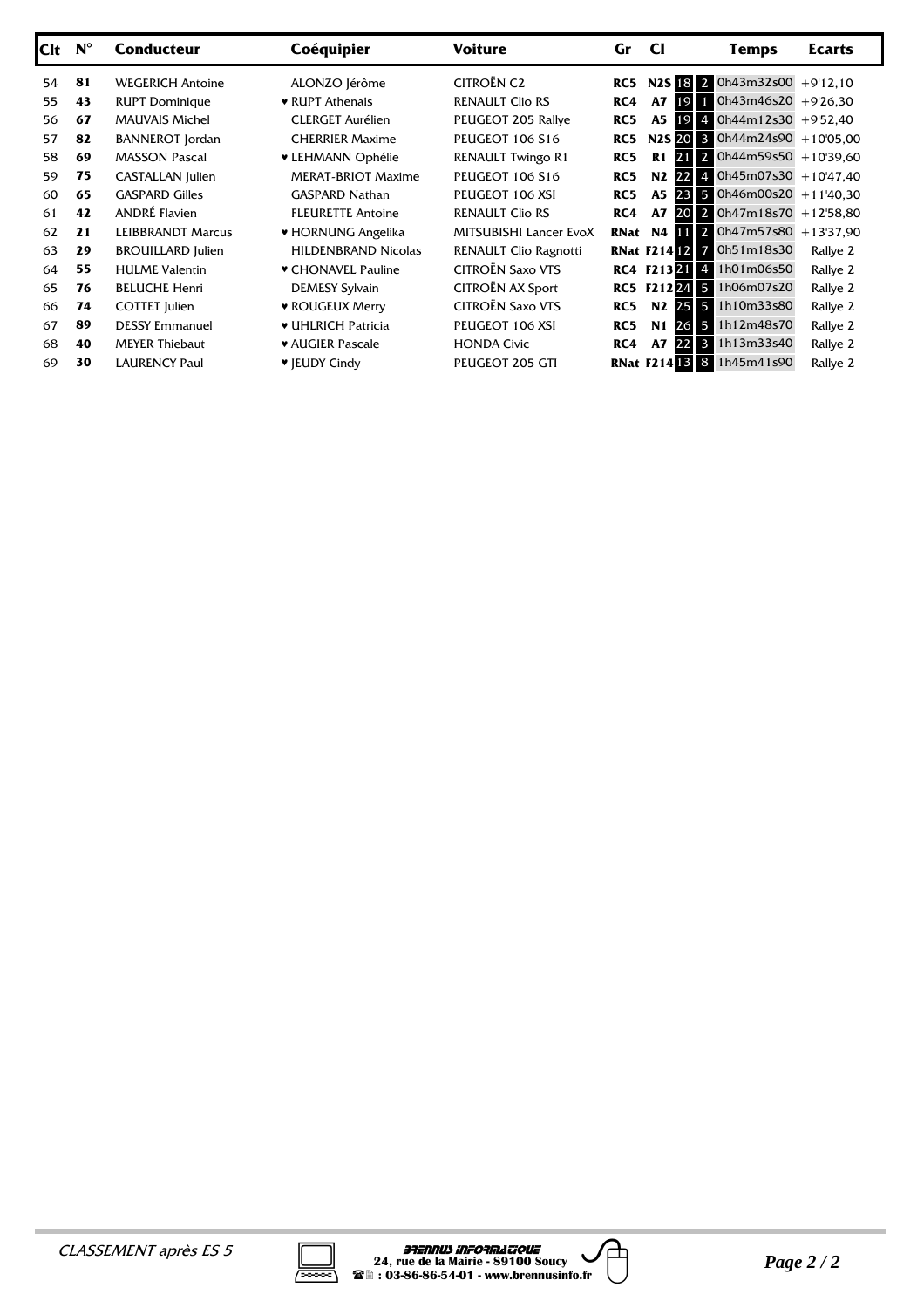| Clt | N° | Conducteur | Coéquipier | Voiture | Gr | Cl | | | Temps | Ecarts |
|---|---|---|---|---|---|---|---|---|---|---|
| 54 | **81** | WEGERICH Antoine | ALONZO Jérôme | CITROËN C2 | **RC5** | **N2S** | 18 | 2 | 0h43m32s00 | +9'12,10 |
| 55 | **43** | RUPT Dominique | ♥ RUPT Athenais | RENAULT Clio RS | **RC4** | **A7** | 19 | 1 | 0h43m46s20 | +9'26,30 |
| 56 | **67** | MAUVAIS Michel | CLERGET Aurélien | PEUGEOT 205 Rallye | **RC5** | **A5** | 19 | 4 | 0h44m12s30 | +9'52,40 |
| 57 | **82** | BANNEROT Jordan | CHERRIER Maxime | PEUGEOT 106 S16 | **RC5** | **N2S** | 20 | 3 | 0h44m24s90 | +10'05,00 |
| 58 | **69** | MASSON Pascal | ♥ LEHMANN Ophélie | RENAULT Twingo R1 | **RC5** | **R1** | 21 | 2 | 0h44m59s50 | +10'39,60 |
| 59 | **75** | CASTALLAN Julien | MERAT-BRIOT Maxime | PEUGEOT 106 S16 | **RC5** | **N2** | 22 | 4 | 0h45m07s30 | +10'47,40 |
| 60 | **65** | GASPARD Gilles | GASPARD Nathan | PEUGEOT 106 XSI | **RC5** | **A5** | 23 | 5 | 0h46m00s20 | +11'40,30 |
| 61 | **42** | ANDRÉ Flavien | FLEURETTE Antoine | RENAULT Clio RS | **RC4** | **A7** | 20 | 2 | 0h47m18s70 | +12'58,80 |
| 62 | **21** | LEIBBRANDT Marcus | ♥ HORNUNG Angelika | MITSUBISHI Lancer EvoX | **RNat** | **N4** | 11 | 2 | 0h47m57s80 | +13'37,90 |
| 63 | **29** | BROUILLARD Julien | HILDENBRAND Nicolas | RENAULT Clio Ragnotti | **RNat** | **F214** | 12 | 7 | 0h51m18s30 | Rallye 2 |
| 64 | **55** | HULME Valentin | ♥ CHONAVEL Pauline | CITROËN Saxo VTS | **RC4** | **F213** | 21 | 4 | 1h01m06s50 | Rallye 2 |
| 65 | **76** | BELUCHE Henri | DEMESY Sylvain | CITROËN AX Sport | **RC5** | **F212** | 24 | 5 | 1h06m07s20 | Rallye 2 |
| 66 | **74** | COTTET Julien | ♥ ROUGEUX Merry | CITROËN Saxo VTS | **RC5** | **N2** | 25 | 5 | 1h10m33s80 | Rallye 2 |
| 67 | **89** | DESSY Emmanuel | ♥ UHLRICH Patricia | PEUGEOT 106 XSI | **RC5** | **N1** | 26 | 5 | 1h12m48s70 | Rallye 2 |
| 68 | **40** | MEYER Thiebaut | ♥ AUGIER Pascale | HONDA Civic | **RC4** | **A7** | 22 | 3 | 1h13m33s40 | Rallye 2 |
| 69 | **30** | LAURENCY Paul | ♥ JEUDY Cindy | PEUGEOT 205 GTI | **RNat** | **F214** | 13 | 8 | 1h45m41s90 | Rallye 2 |